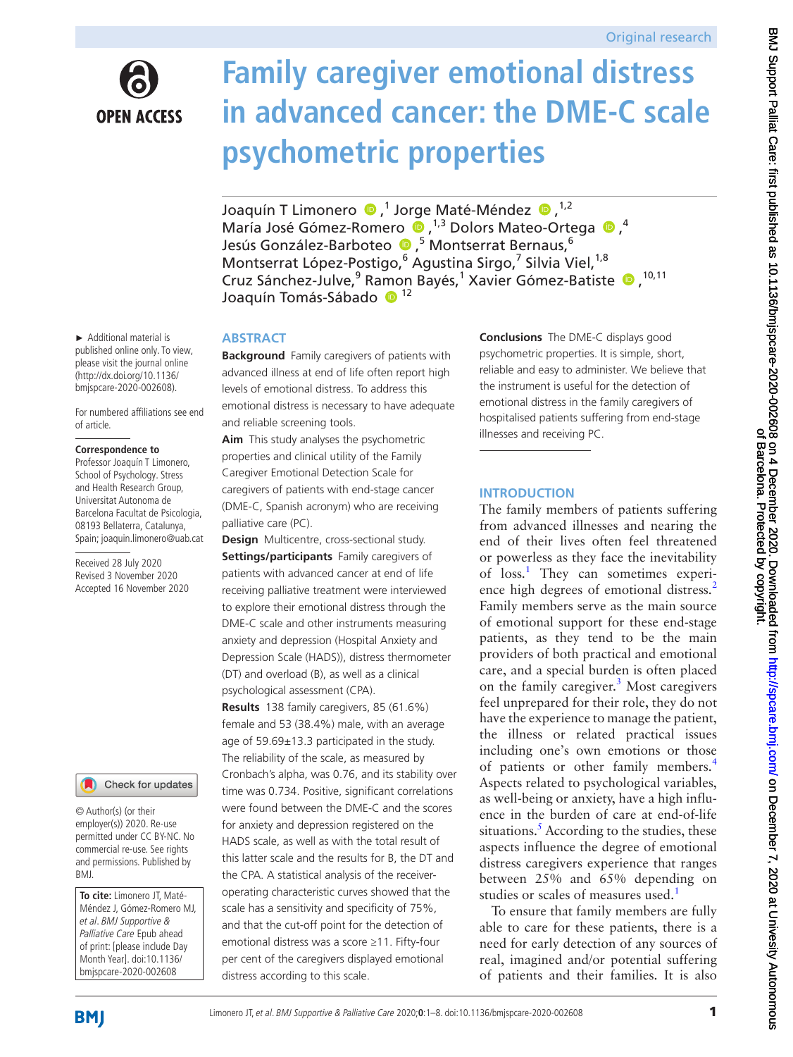Original research

# Family caregiver emotional distress in advanced cancer: the DME-C scale psychometric properties

Joaquín T Limonero[1], Jorge Maté-Méndez[1,2], María José Gómez-Romero[1,3], Dolors Mateo-Ortega[4], Jesús González-Barboteo[5], Montserrat Bernaus[6], Montserrat López-Postigo[6], Agustina Sirgo[7], Silvia Viel[1,8], Cruz Sánchez-Julve[9], Ramon Bayés[1], Xavier Gómez-Batiste[10,11], Joaquín Tomás-Sábado[12]

► Additional material is published online only. To view, please visit the journal online (http://dx.doi.org/10.1136/bmjspcare-2020-002608).

For numbered affiliations see end of article.

**Correspondence to**
Professor Joaquín T Limonero, School of Psychology. Stress and Health Research Group, Universitat Autonoma de Barcelona Facultat de Psicologia, 08193 Bellaterra, Catalunya, Spain; joaquin.limonero@uab.cat

Received 28 July 2020
Revised 3 November 2020
Accepted 16 November 2020

© Author(s) (or their employer(s)) 2020. Re-use permitted under CC BY-NC. No commercial re-use. See rights and permissions. Published by BMJ.

**To cite:** Limonero JT, Maté-Méndez J, Gómez-Romero MJ, *et al. BMJ Supportive & Palliative Care* Epub ahead of print: [please include Day Month Year]. doi:10.1136/bmjspcare-2020-002608

## ABSTRACT

**Background** Family caregivers of patients with advanced illness at end of life often report high levels of emotional distress. To address this emotional distress is necessary to have adequate and reliable screening tools.

**Aim** This study analyses the psychometric properties and clinical utility of the Family Caregiver Emotional Detection Scale for caregivers of patients with end-stage cancer (DME-C, Spanish acronym) who are receiving palliative care (PC).

**Design** Multicentre, cross-sectional study.

**Settings/participants** Family caregivers of patients with advanced cancer at end of life receiving palliative treatment were interviewed to explore their emotional distress through the DME-C scale and other instruments measuring anxiety and depression (Hospital Anxiety and Depression Scale (HADS)), distress thermometer (DT) and overload (B), as well as a clinical psychological assessment (CPA).

**Results** 138 family caregivers, 85 (61.6%) female and 53 (38.4%) male, with an average age of 59.69±13.3 participated in the study. The reliability of the scale, as measured by Cronbach's alpha, was 0.76, and its stability over time was 0.734. Positive, significant correlations were found between the DME-C and the scores for anxiety and depression registered on the HADS scale, as well as with the total result of this latter scale and the results for B, the DT and the CPA. A statistical analysis of the receiver-operating characteristic curves showed that the scale has a sensitivity and specificity of 75%, and that the cut-off point for the detection of emotional distress was a score ≥11. Fifty-four per cent of the caregivers displayed emotional distress according to this scale.

**Conclusions** The DME-C displays good psychometric properties. It is simple, short, reliable and easy to administer. We believe that the instrument is useful for the detection of emotional distress in the family caregivers of hospitalised patients suffering from end-stage illnesses and receiving PC.

## INTRODUCTION

The family members of patients suffering from advanced illnesses and nearing the end of their lives often feel threatened or powerless as they face the inevitability of loss.[1] They can sometimes experience high degrees of emotional distress.[2] Family members serve as the main source of emotional support for these end-stage patients, as they tend to be the main providers of both practical and emotional care, and a special burden is often placed on the family caregiver.[3] Most caregivers feel unprepared for their role, they do not have the experience to manage the patient, the illness or related practical issues including one's own emotions or those of patients or other family members.[4] Aspects related to psychological variables, as well-being or anxiety, have a high influence in the burden of care at end-of-life situations.[5] According to the studies, these aspects influence the degree of emotional distress caregivers experience that ranges between 25% and 65% depending on studies or scales of measures used.[1]

To ensure that family members are fully able to care for these patients, there is a need for early detection of any sources of real, imagined and/or potential suffering of patients and their families. It is also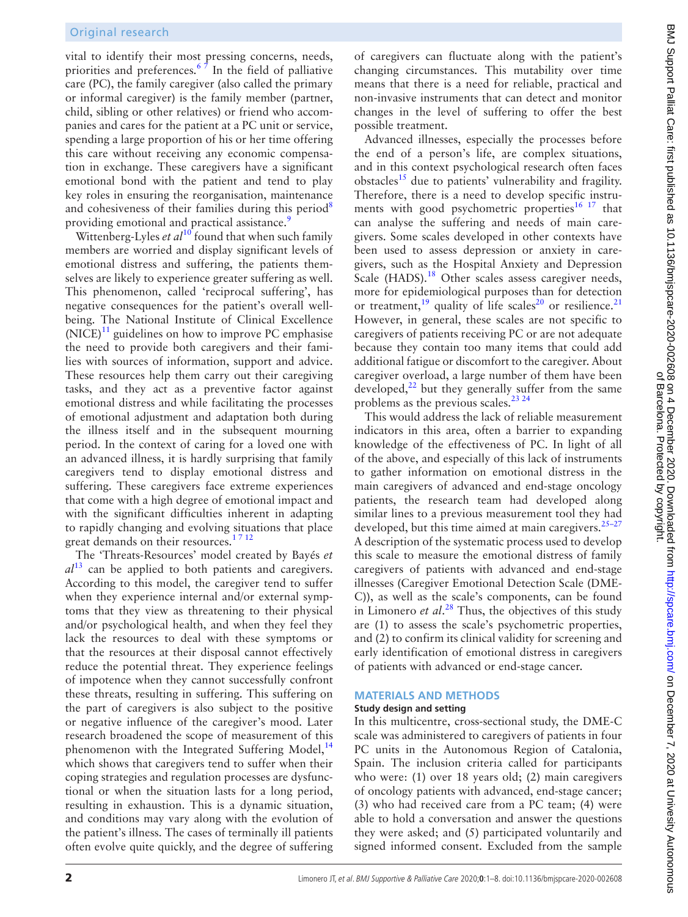vital to identify their most pressing concerns, needs, priorities and preferences.[6 7] In the field of palliative care (PC), the family caregiver (also called the primary or informal caregiver) is the family member (partner, child, sibling or other relatives) or friend who accompanies and cares for the patient at a PC unit or service, spending a large proportion of his or her time offering this care without receiving any economic compensation in exchange. These caregivers have a significant emotional bond with the patient and tend to play key roles in ensuring the reorganisation, maintenance and cohesiveness of their families during this period[8] providing emotional and practical assistance.[9]

Wittenberg-Lyles *et al*[10] found that when such family members are worried and display significant levels of emotional distress and suffering, the patients themselves are likely to experience greater suffering as well. This phenomenon, called 'reciprocal suffering', has negative consequences for the patient's overall wellbeing. The National Institute of Clinical Excellence (NICE)[11] guidelines on how to improve PC emphasise the need to provide both caregivers and their families with sources of information, support and advice. These resources help them carry out their caregiving tasks, and they act as a preventive factor against emotional distress and while facilitating the processes of emotional adjustment and adaptation both during the illness itself and in the subsequent mourning period. In the context of caring for a loved one with an advanced illness, it is hardly surprising that family caregivers tend to display emotional distress and suffering. These caregivers face extreme experiences that come with a high degree of emotional impact and with the significant difficulties inherent in adapting to rapidly changing and evolving situations that place great demands on their resources.[1 7 12]

The 'Threats-Resources' model created by Bayés *et al*[13] can be applied to both patients and caregivers. According to this model, the caregiver tend to suffer when they experience internal and/or external symptoms that they view as threatening to their physical and/or psychological health, and when they feel they lack the resources to deal with these symptoms or that the resources at their disposal cannot effectively reduce the potential threat. They experience feelings of impotence when they cannot successfully confront these threats, resulting in suffering. This suffering on the part of caregivers is also subject to the positive or negative influence of the caregiver's mood. Later research broadened the scope of measurement of this phenomenon with the Integrated Suffering Model,[14] which shows that caregivers tend to suffer when their coping strategies and regulation processes are dysfunctional or when the situation lasts for a long period, resulting in exhaustion. This is a dynamic situation, and conditions may vary along with the evolution of the patient's illness. The cases of terminally ill patients often evolve quite quickly, and the degree of suffering of caregivers can fluctuate along with the patient's changing circumstances. This mutability over time means that there is a need for reliable, practical and non-invasive instruments that can detect and monitor changes in the level of suffering to offer the best possible treatment.

Advanced illnesses, especially the processes before the end of a person's life, are complex situations, and in this context psychological research often faces obstacles[15] due to patients' vulnerability and fragility. Therefore, there is a need to develop specific instruments with good psychometric properties[16 17] that can analyse the suffering and needs of main caregivers. Some scales developed in other contexts have been used to assess depression or anxiety in caregivers, such as the Hospital Anxiety and Depression Scale (HADS).[18] Other scales assess caregiver needs, more for epidemiological purposes than for detection or treatment,[19] quality of life scales[20] or resilience.[21] However, in general, these scales are not specific to caregivers of patients receiving PC or are not adequate because they contain too many items that could add additional fatigue or discomfort to the caregiver. About caregiver overload, a large number of them have been developed,[22] but they generally suffer from the same problems as the previous scales.[23 24]

This would address the lack of reliable measurement indicators in this area, often a barrier to expanding knowledge of the effectiveness of PC. In light of all of the above, and especially of this lack of instruments to gather information on emotional distress in the main caregivers of advanced and end-stage oncology patients, the research team had developed along similar lines to a previous measurement tool they had developed, but this time aimed at main caregivers.[25–27] A description of the systematic process used to develop this scale to measure the emotional distress of family caregivers of patients with advanced and end-stage illnesses (Caregiver Emotional Detection Scale (DME-C)), as well as the scale's components, can be found in Limonero *et al*.[28] Thus, the objectives of this study are (1) to assess the scale's psychometric properties, and (2) to confirm its clinical validity for screening and early identification of emotional distress in caregivers of patients with advanced or end-stage cancer.

## MATERIALS AND METHODS

### Study design and setting

In this multicentre, cross-sectional study, the DME-C scale was administered to caregivers of patients in four PC units in the Autonomous Region of Catalonia, Spain. The inclusion criteria called for participants who were: (1) over 18 years old; (2) main caregivers of oncology patients with advanced, end-stage cancer; (3) who had received care from a PC team; (4) were able to hold a conversation and answer the questions they were asked; and (5) participated voluntarily and signed informed consent. Excluded from the sample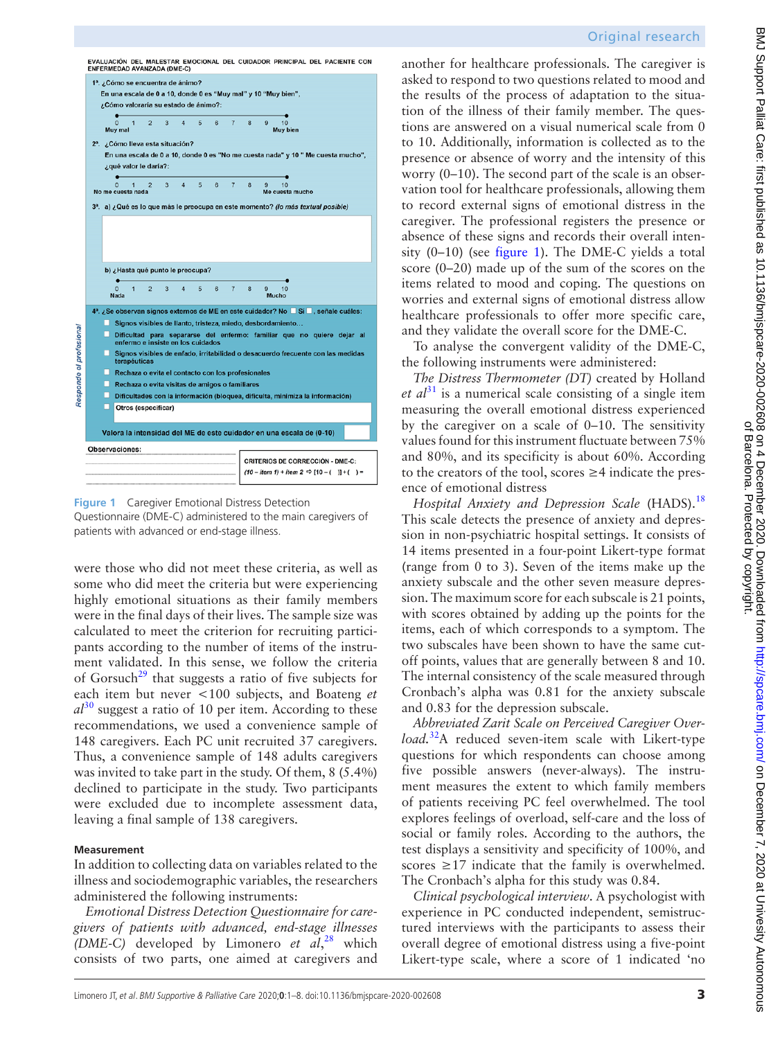EVALUACIÓN DEL MALESTAR EMOCIONAL DEL CUIDADOR PRINCIPAL DEL PACIENTE CON ENFERMEDAD AVANZADA (DME-C)

1ª. ¿Cómo se encuentra de ánimo?
En una escala de 0 a 10, donde 0 es "Muy mal" y 10 "Muy bien",
¿Cómo valoraría su estado de ánimo?:

0 1 2 3 4 5 6 7 8 9 10
Muy mal — Muy bien

2ª. ¿Cómo lleva esta situación?
En una escala de 0 a 10, donde 0 es "No me cuesta nada" y 10 " Me cuesta mucho",
¿qué valor le daría?:

0 1 2 3 4 5 6 7 8 9 10
No me cuesta nada — Me cuesta mucho

3ª. a) ¿Qué es lo que más le preocupa en este momento? *(lo más textual posible)*

b) ¿Hasta qué punto le preocupa?

0 1 2 3 4 5 6 7 8 9 10
Nada — Mucho

*Responde el profesional*

4ª. ¿Se observan signos externos de ME en este cuidador? No ☐ Sí ☐, señale cuáles:
- ☐ Signos visibles de llanto, tristeza, miedo, desbordamiento…
- ☐ Dificultad para separarse del enfermo: familiar que no quiere dejar al enfermo e insiste en los cuidados
- ☐ Signos visibles de enfado, irritabilidad o desacuerdo frecuente con las medidas terapéuticas
- ☐ Rechaza o evita el contacto con los profesionales
- ☐ Rechaza o evita visitas de amigos o familiares
- ☐ Dificultades con la información (bloquea, dificulta, minimiza la información)
- ☐ Otros (especificar)

Valora la intensidad del ME de este cuidador en una escala de (0-10)

Observaciones:

CRITERIOS DE CORRECCIÓN - DME-C:
*(10 – ítem 1) + ítem 2 ⇨ [10 – ( )] + ( ) =*

**Figure 1** Caregiver Emotional Distress Detection Questionnaire (DME-C) administered to the main caregivers of patients with advanced or end-stage illness.

were those who did not meet these criteria, as well as some who did meet the criteria but were experiencing highly emotional situations as their family members were in the final days of their lives. The sample size was calculated to meet the criterion for recruiting participants according to the number of items of the instrument validated. In this sense, we follow the criteria of Gorsuch[29] that suggests a ratio of five subjects for each item but never <100 subjects, and Boateng *et al*[30] suggest a ratio of 10 per item. According to these recommendations, we used a convenience sample of 148 caregivers. Each PC unit recruited 37 caregivers. Thus, a convenience sample of 148 adults caregivers was invited to take part in the study. Of them, 8 (5.4%) declined to participate in the study. Two participants were excluded due to incomplete assessment data, leaving a final sample of 138 caregivers.

#### Measurement

In addition to collecting data on variables related to the illness and sociodemographic variables, the researchers administered the following instruments:

*Emotional Distress Detection Questionnaire for caregivers of patients with advanced, end-stage illnesses (DME-C)* developed by Limonero *et al*,[28] which consists of two parts, one aimed at caregivers and another for healthcare professionals. The caregiver is asked to respond to two questions related to mood and the results of the process of adaptation to the situation of the illness of their family member. The questions are answered on a visual numerical scale from 0 to 10. Additionally, information is collected as to the presence or absence of worry and the intensity of this worry (0–10). The second part of the scale is an observation tool for healthcare professionals, allowing them to record external signs of emotional distress in the caregiver. The professional registers the presence or absence of these signs and records their overall intensity (0–10) (see figure 1). The DME-C yields a total score (0–20) made up of the sum of the scores on the items related to mood and coping. The questions on worries and external signs of emotional distress allow healthcare professionals to offer more specific care, and they validate the overall score for the DME-C.

To analyse the convergent validity of the DME-C, the following instruments were administered:

*The Distress Thermometer (DT)* created by Holland *et al*[31] is a numerical scale consisting of a single item measuring the overall emotional distress experienced by the caregiver on a scale of 0–10. The sensitivity values found for this instrument fluctuate between 75% and 80%, and its specificity is about 60%. According to the creators of the tool, scores ≥4 indicate the presence of emotional distress

*Hospital Anxiety and Depression Scale* (HADS).[18] This scale detects the presence of anxiety and depression in non-psychiatric hospital settings. It consists of 14 items presented in a four-point Likert-type format (range from 0 to 3). Seven of the items make up the anxiety subscale and the other seven measure depression. The maximum score for each subscale is 21 points, with scores obtained by adding up the points for the items, each of which corresponds to a symptom. The two subscales have been shown to have the same cut-off points, values that are generally between 8 and 10. The internal consistency of the scale measured through Cronbach's alpha was 0.81 for the anxiety subscale and 0.83 for the depression subscale.

*Abbreviated Zarit Scale on Perceived Caregiver Overload.*[32] A reduced seven-item scale with Likert-type questions for which respondents can choose among five possible answers (never-always). The instrument measures the extent to which family members of patients receiving PC feel overwhelmed. The tool explores feelings of overload, self-care and the loss of social or family roles. According to the authors, the test displays a sensitivity and specificity of 100%, and scores ≥17 indicate that the family is overwhelmed. The Cronbach's alpha for this study was 0.84.

*Clinical psychological interview.* A psychologist with experience in PC conducted independent, semistructured interviews with the participants to assess their overall degree of emotional distress using a five-point Likert-type scale, where a score of 1 indicated 'no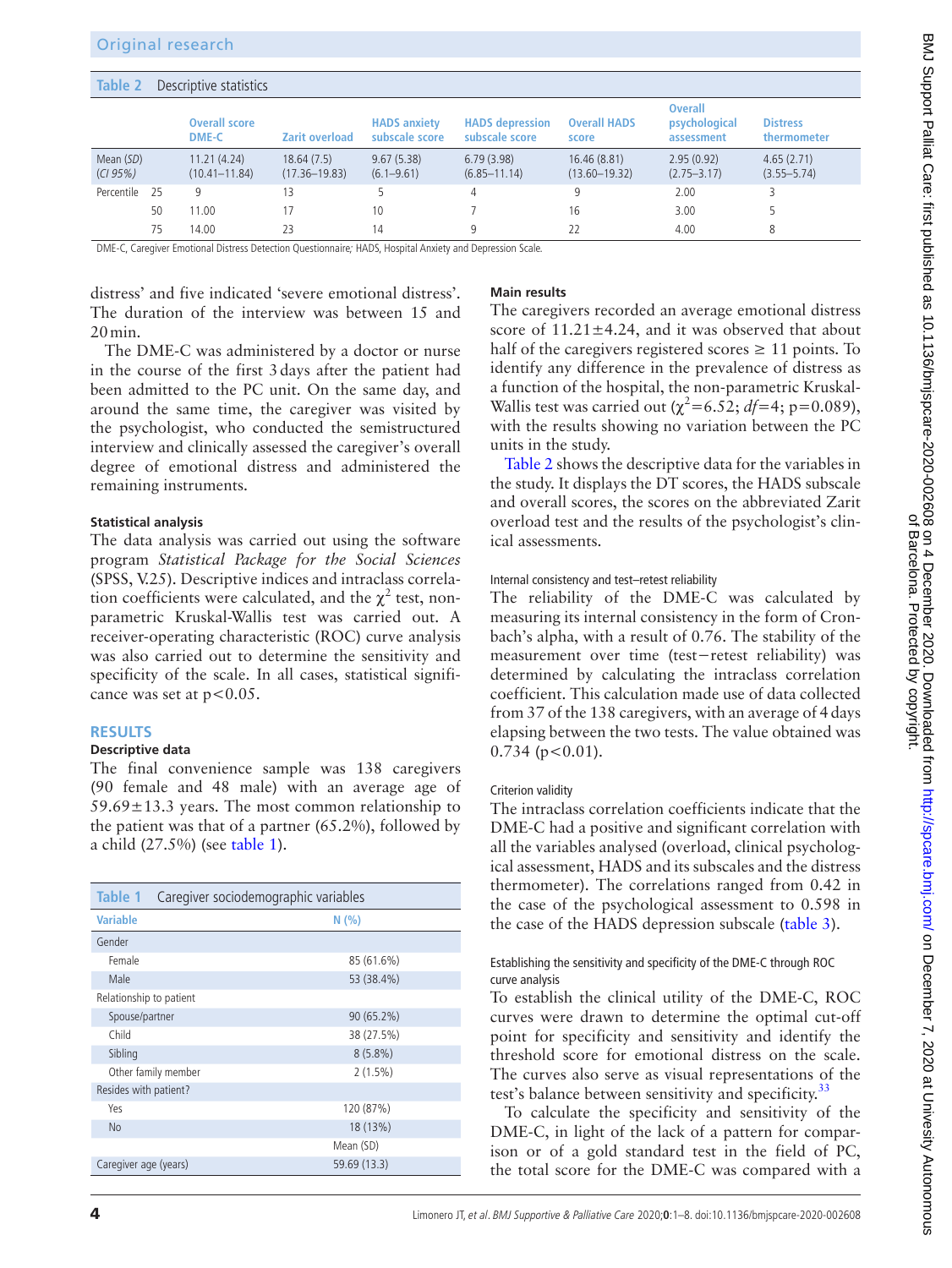Table 2 Descriptive statistics

| | | Overall score DME-C | Zarit overload | HADS anxiety subscale score | HADS depression subscale score | Overall HADS score | Overall psychological assessment | Distress thermometer |
|---|---|---|---|---|---|---|---|---|
| Mean (*SD*) (*CI 95%*) | | 11.21 (4.24) (10.41–11.84) | 18.64 (7.5) (17.36–19.83) | 9.67 (5.38) (6.1–9.61) | 6.79 (3.98) (6.85–11.14) | 16.46 (8.81) (13.60–19.32) | 2.95 (0.92) (2.75–3.17) | 4.65 (2.71) (3.55–5.74) |
| Percentile | 25 | 9 | 13 | 5 | 4 | 9 | 2.00 | 3 |
| | 50 | 11.00 | 17 | 10 | 7 | 16 | 3.00 | 5 |
| | 75 | 14.00 | 23 | 14 | 9 | 22 | 4.00 | 8 |

DME-C, Caregiver Emotional Distress Detection Questionnaire; HADS, Hospital Anxiety and Depression Scale.

distress' and five indicated 'severe emotional distress'. The duration of the interview was between 15 and 20 min.

The DME-C was administered by a doctor or nurse in the course of the first 3 days after the patient had been admitted to the PC unit. On the same day, and around the same time, the caregiver was visited by the psychologist, who conducted the semistructured interview and clinically assessed the caregiver's overall degree of emotional distress and administered the remaining instruments.

#### Statistical analysis

The data analysis was carried out using the software program *Statistical Package for the Social Sciences* (SPSS, V.25). Descriptive indices and intraclass correlation coefficients were calculated, and the $\chi^2$ test, non-parametric Kruskal-Wallis test was carried out. A receiver-operating characteristic (ROC) curve analysis was also carried out to determine the sensitivity and specificity of the scale. In all cases, statistical significance was set at $p<0.05$.

## RESULTS

#### Descriptive data

The final convenience sample was 138 caregivers (90 female and 48 male) with an average age of 59.69±13.3 years. The most common relationship to the patient was that of a partner (65.2%), followed by a child (27.5%) (see table 1).

Table 1 Caregiver sociodemographic variables

| Variable | N (%) |
|---|---|
| Gender | |
| Female | 85 (61.6%) |
| Male | 53 (38.4%) |
| Relationship to patient | |
| Spouse/partner | 90 (65.2%) |
| Child | 38 (27.5%) |
| Sibling | 8 (5.8%) |
| Other family member | 2 (1.5%) |
| Resides with patient? | |
| Yes | 120 (87%) |
| No | 18 (13%) |
| | Mean (SD) |
| Caregiver age (years) | 59.69 (13.3) |

#### Main results

The caregivers recorded an average emotional distress score of 11.21±4.24, and it was observed that about half of the caregivers registered scores ≥ 11 points. To identify any difference in the prevalence of distress as a function of the hospital, the non-parametric Kruskal-Wallis test was carried out ($\chi^2=6.52$; $df=4$; $p=0.089$), with the results showing no variation between the PC units in the study.

Table 2 shows the descriptive data for the variables in the study. It displays the DT scores, the HADS subscale and overall scores, the scores on the abbreviated Zarit overload test and the results of the psychologist's clinical assessments.

##### Internal consistency and test–retest reliability

The reliability of the DME-C was calculated by measuring its internal consistency in the form of Cronbach's alpha, with a result of 0.76. The stability of the measurement over time (test−retest reliability) was determined by calculating the intraclass correlation coefficient. This calculation made use of data collected from 37 of the 138 caregivers, with an average of 4 days elapsing between the two tests. The value obtained was 0.734 ($p<0.01$).

##### Criterion validity

The intraclass correlation coefficients indicate that the DME-C had a positive and significant correlation with all the variables analysed (overload, clinical psychological assessment, HADS and its subscales and the distress thermometer). The correlations ranged from 0.42 in the case of the psychological assessment to 0.598 in the case of the HADS depression subscale (table 3).

##### Establishing the sensitivity and specificity of the DME-C through ROC curve analysis

To establish the clinical utility of the DME-C, ROC curves were drawn to determine the optimal cut-off point for specificity and sensitivity and identify the threshold score for emotional distress on the scale. The curves also serve as visual representations of the test's balance between sensitivity and specificity.[33]

To calculate the specificity and sensitivity of the DME-C, in light of the lack of a pattern for comparison or of a gold standard test in the field of PC, the total score for the DME-C was compared with a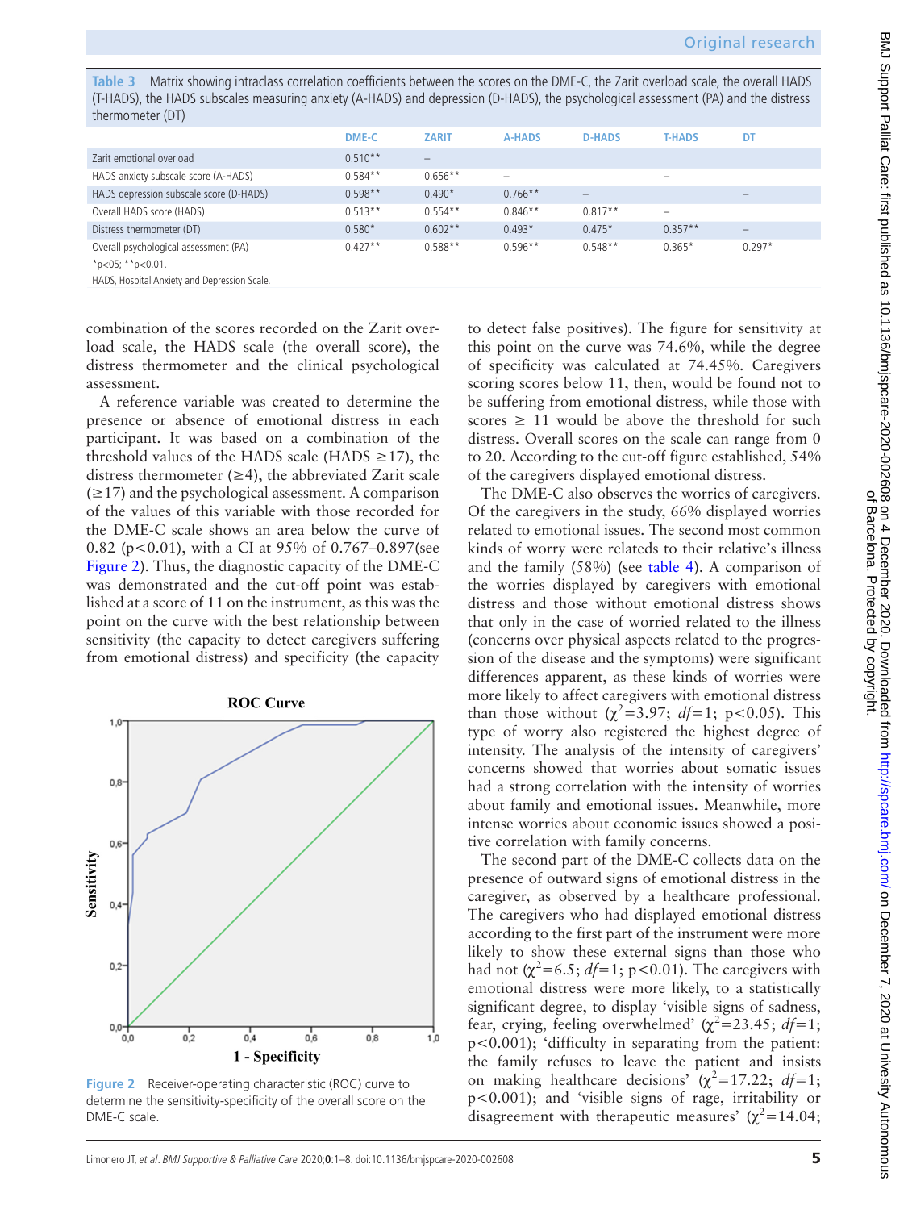Table 3 Matrix showing intraclass correlation coefficients between the scores on the DME-C, the Zarit overload scale, the overall HADS (T-HADS), the HADS subscales measuring anxiety (A-HADS) and depression (D-HADS), the psychological assessment (PA) and the distress thermometer (DT)

| | DME-C | ZARIT | A-HADS | D-HADS | T-HADS | DT |
|---|---|---|---|---|---|---|
| Zarit emotional overload | 0.510** | – | | | | |
| HADS anxiety subscale score (A-HADS) | 0.584** | 0.656** | – | | – | |
| HADS depression subscale score (D-HADS) | 0.598** | 0.490* | 0.766** | – | | – |
| Overall HADS score (HADS) | 0.513** | 0.554** | 0.846** | 0.817** | – | |
| Distress thermometer (DT) | 0.580* | 0.602** | 0.493* | 0.475* | 0.357** | – |
| Overall psychological assessment (PA) | 0.427** | 0.588** | 0.596** | 0.548** | 0.365* | 0.297* |

*p<05; **p<0.01.

HADS, Hospital Anxiety and Depression Scale.

combination of the scores recorded on the Zarit overload scale, the HADS scale (the overall score), the distress thermometer and the clinical psychological assessment.

A reference variable was created to determine the presence or absence of emotional distress in each participant. It was based on a combination of the threshold values of the HADS scale (HADS ≥17), the distress thermometer (≥4), the abbreviated Zarit scale (≥17) and the psychological assessment. A comparison of the values of this variable with those recorded for the DME-C scale shows an area below the curve of 0.82 (p<0.01), with a CI at 95% of 0.767–0.897(see Figure 2). Thus, the diagnostic capacity of the DME-C was demonstrated and the cut-off point was established at a score of 11 on the instrument, as this was the point on the curve with the best relationship between sensitivity (the capacity to detect caregivers suffering from emotional distress) and specificity (the capacity to detect false positives). The figure for sensitivity at this point on the curve was 74.6%, while the degree of specificity was calculated at 74.45%. Caregivers scoring scores below 11, then, would be found not to be suffering from emotional distress, while those with scores ≥ 11 would be above the threshold for such distress. Overall scores on the scale can range from 0 to 20. According to the cut-off figure established, 54% of the caregivers displayed emotional distress.

Figure 2 Receiver-operating characteristic (ROC) curve to determine the sensitivity-specificity of the overall score on the DME-C scale.

The DME-C also observes the worries of caregivers. Of the caregivers in the study, 66% displayed worries related to emotional issues. The second most common kinds of worry were relateds to their relative's illness and the family (58%) (see table 4). A comparison of the worries displayed by caregivers with emotional distress and those without emotional distress shows that only in the case of worried related to the illness (concerns over physical aspects related to the progression of the disease and the symptoms) were significant differences apparent, as these kinds of worries were more likely to affect caregivers with emotional distress than those without ($\chi^2$=3.97; $df$=1; p<0.05). This type of worry also registered the highest degree of intensity. The analysis of the intensity of caregivers' concerns showed that worries about somatic issues had a strong correlation with the intensity of worries about family and emotional issues. Meanwhile, more intense worries about economic issues showed a positive correlation with family concerns.

The second part of the DME-C collects data on the presence of outward signs of emotional distress in the caregiver, as observed by a healthcare professional. The caregivers who had displayed emotional distress according to the first part of the instrument were more likely to show these external signs than those who had not ($\chi^2$=6.5; $df$=1; p<0.01). The caregivers with emotional distress were more likely, to a statistically significant degree, to display 'visible signs of sadness, fear, crying, feeling overwhelmed' ($\chi^2$=23.45; $df$=1; p<0.001); 'difficulty in separating from the patient: the family refuses to leave the patient and insists on making healthcare decisions' ($\chi^2$=17.22; $df$=1; p<0.001); and 'visible signs of rage, irritability or disagreement with therapeutic measures' ($\chi^2$=14.04;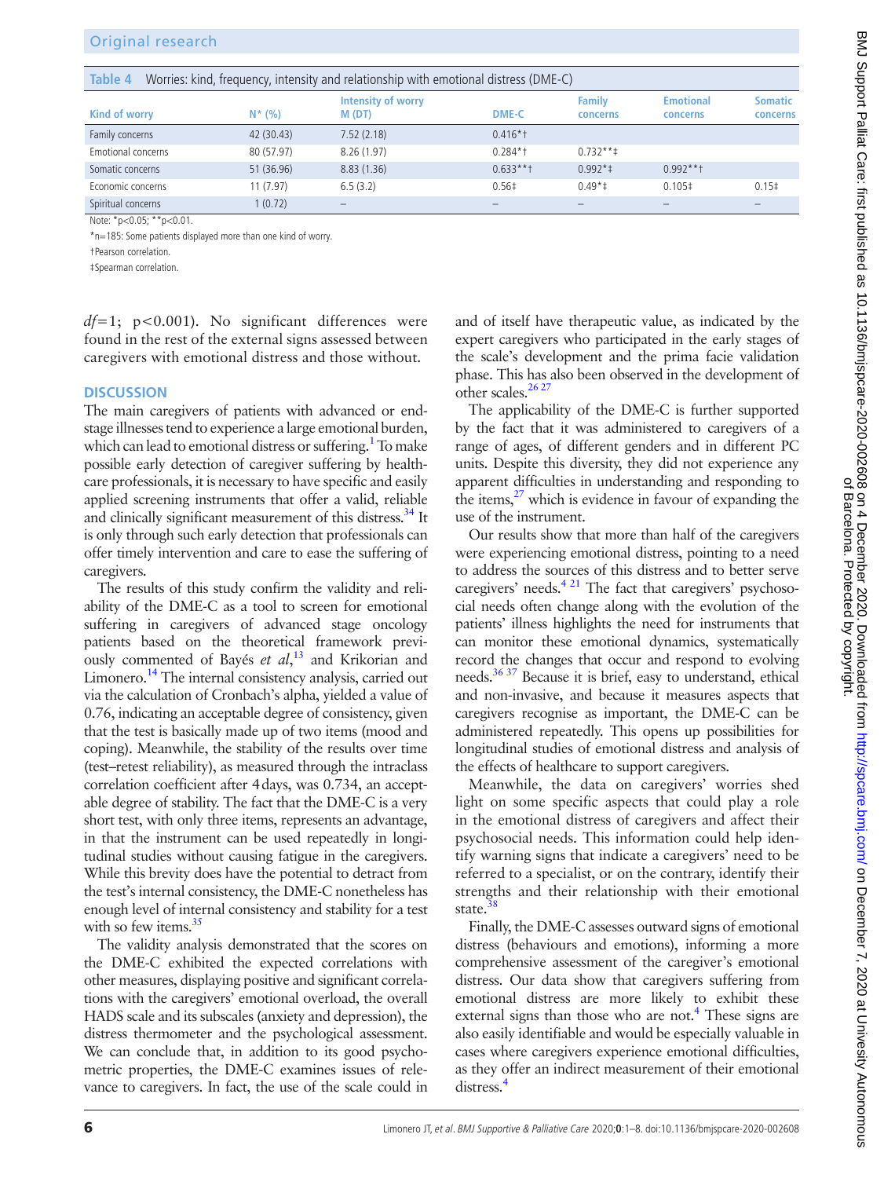**Table 4** Worries: kind, frequency, intensity and relationship with emotional distress (DME-C)

| Kind of worry | N* (%) | Intensity of worry M (DT) | DME-C | Family concerns | Emotional concerns | Somatic concerns |
|---|---|---|---|---|---|---|
| Family concerns | 42 (30.43) | 7.52 (2.18) | 0.416*† | | | |
| Emotional concerns | 80 (57.97) | 8.26 (1.97) | 0.284*† | 0.732**‡ | | |
| Somatic concerns | 51 (36.96) | 8.83 (1.36) | 0.633**† | 0.992*‡ | 0.992**† | |
| Economic concerns | 11 (7.97) | 6.5 (3.2) | 0.56‡ | 0.49*‡ | 0.105‡ | 0.15‡ |
| Spiritual concerns | 1 (0.72) | – | – | – | – | – |

Note: *p<0.05; **p<0.01.

*n=185: Some patients displayed more than one kind of worry.

†Pearson correlation.

‡Spearman correlation.

*df*=1; p<0.001). No significant differences were found in the rest of the external signs assessed between caregivers with emotional distress and those without.

## DISCUSSION

The main caregivers of patients with advanced or end-stage illnesses tend to experience a large emotional burden, which can lead to emotional distress or suffering.[1] To make possible early detection of caregiver suffering by healthcare professionals, it is necessary to have specific and easily applied screening instruments that offer a valid, reliable and clinically significant measurement of this distress.[34] It is only through such early detection that professionals can offer timely intervention and care to ease the suffering of caregivers.

The results of this study confirm the validity and reliability of the DME-C as a tool to screen for emotional suffering in caregivers of advanced stage oncology patients based on the theoretical framework previously commented of Bayés *et al*,[13] and Krikorian and Limonero.[14] The internal consistency analysis, carried out via the calculation of Cronbach's alpha, yielded a value of 0.76, indicating an acceptable degree of consistency, given that the test is basically made up of two items (mood and coping). Meanwhile, the stability of the results over time (test–retest reliability), as measured through the intraclass correlation coefficient after 4 days, was 0.734, an acceptable degree of stability. The fact that the DME-C is a very short test, with only three items, represents an advantage, in that the instrument can be used repeatedly in longitudinal studies without causing fatigue in the caregivers. While this brevity does have the potential to detract from the test's internal consistency, the DME-C nonetheless has enough level of internal consistency and stability for a test with so few items.[35]

The validity analysis demonstrated that the scores on the DME-C exhibited the expected correlations with other measures, displaying positive and significant correlations with the caregivers' emotional overload, the overall HADS scale and its subscales (anxiety and depression), the distress thermometer and the psychological assessment. We can conclude that, in addition to its good psychometric properties, the DME-C examines issues of relevance to caregivers. In fact, the use of the scale could in and of itself have therapeutic value, as indicated by the expert caregivers who participated in the early stages of the scale's development and the prima facie validation phase. This has also been observed in the development of other scales.[26,27]

The applicability of the DME-C is further supported by the fact that it was administered to caregivers of a range of ages, of different genders and in different PC units. Despite this diversity, they did not experience any apparent difficulties in understanding and responding to the items,[27] which is evidence in favour of expanding the use of the instrument.

Our results show that more than half of the caregivers were experiencing emotional distress, pointing to a need to address the sources of this distress and to better serve caregivers' needs.[4,21] The fact that caregivers' psychosocial needs often change along with the evolution of the patients' illness highlights the need for instruments that can monitor these emotional dynamics, systematically record the changes that occur and respond to evolving needs.[36,37] Because it is brief, easy to understand, ethical and non-invasive, and because it measures aspects that caregivers recognise as important, the DME-C can be administered repeatedly. This opens up possibilities for longitudinal studies of emotional distress and analysis of the effects of healthcare to support caregivers.

Meanwhile, the data on caregivers' worries shed light on some specific aspects that could play a role in the emotional distress of caregivers and affect their psychosocial needs. This information could help identify warning signs that indicate a caregivers' need to be referred to a specialist, or on the contrary, identify their strengths and their relationship with their emotional state.[38]

Finally, the DME-C assesses outward signs of emotional distress (behaviours and emotions), informing a more comprehensive assessment of the caregiver's emotional distress. Our data show that caregivers suffering from emotional distress are more likely to exhibit these external signs than those who are not.[4] These signs are also easily identifiable and would be especially valuable in cases where caregivers experience emotional difficulties, as they offer an indirect measurement of their emotional distress.[4]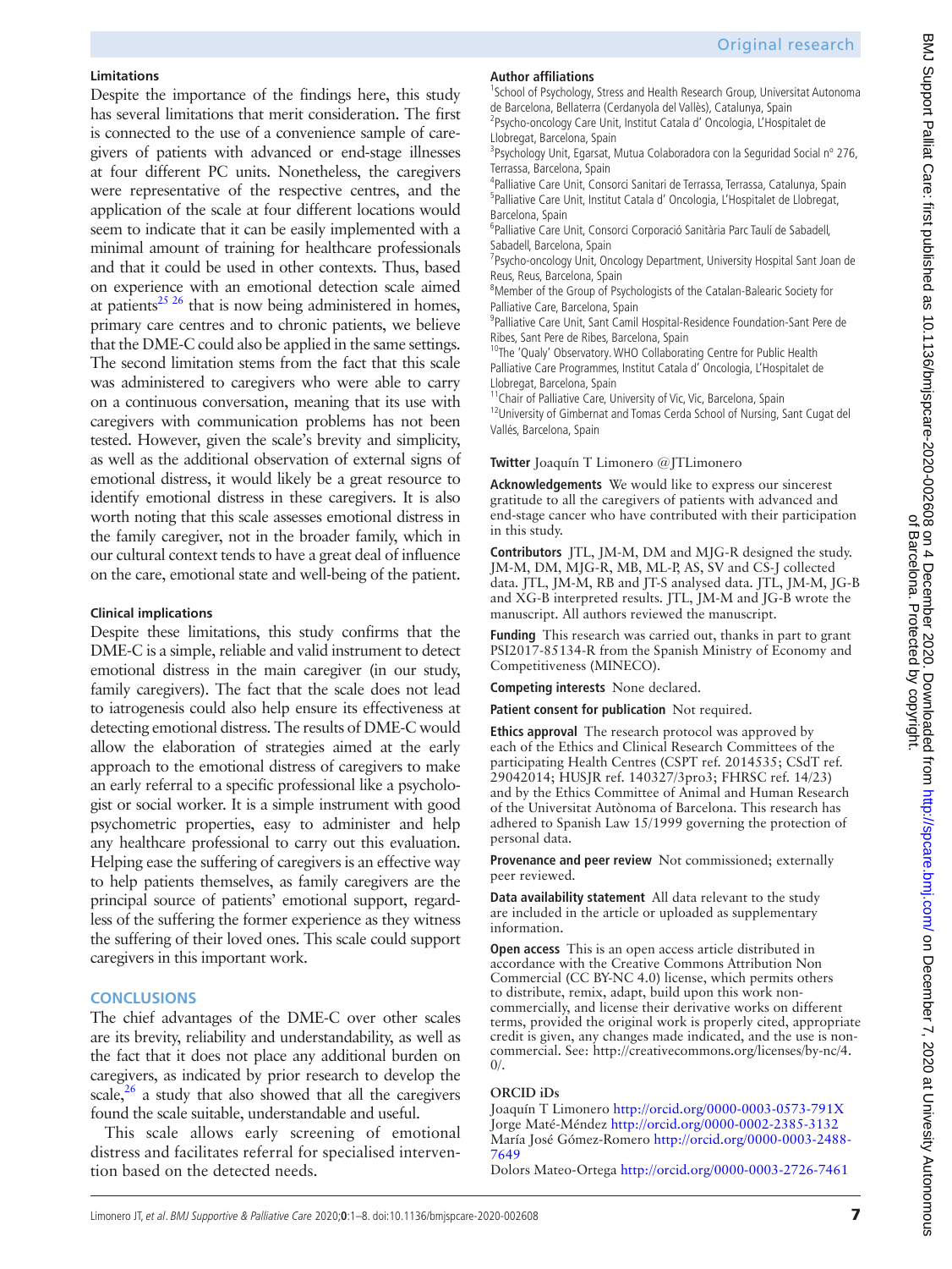### Limitations

Despite the importance of the findings here, this study has several limitations that merit consideration. The first is connected to the use of a convenience sample of caregivers of patients with advanced or end-stage illnesses at four different PC units. Nonetheless, the caregivers were representative of the respective centres, and the application of the scale at four different locations would seem to indicate that it can be easily implemented with a minimal amount of training for healthcare professionals and that it could be used in other contexts. Thus, based on experience with an emotional detection scale aimed at patients[25 26] that is now being administered in homes, primary care centres and to chronic patients, we believe that the DME-C could also be applied in the same settings. The second limitation stems from the fact that this scale was administered to caregivers who were able to carry on a continuous conversation, meaning that its use with caregivers with communication problems has not been tested. However, given the scale's brevity and simplicity, as well as the additional observation of external signs of emotional distress, it would likely be a great resource to identify emotional distress in these caregivers. It is also worth noting that this scale assesses emotional distress in the family caregiver, not in the broader family, which in our cultural context tends to have a great deal of influence on the care, emotional state and well-being of the patient.

### Clinical implications

Despite these limitations, this study confirms that the DME-C is a simple, reliable and valid instrument to detect emotional distress in the main caregiver (in our study, family caregivers). The fact that the scale does not lead to iatrogenesis could also help ensure its effectiveness at detecting emotional distress. The results of DME-C would allow the elaboration of strategies aimed at the early approach to the emotional distress of caregivers to make an early referral to a specific professional like a psychologist or social worker. It is a simple instrument with good psychometric properties, easy to administer and help any healthcare professional to carry out this evaluation. Helping ease the suffering of caregivers is an effective way to help patients themselves, as family caregivers are the principal source of patients' emotional support, regardless of the suffering the former experience as they witness the suffering of their loved ones. This scale could support caregivers in this important work.

## CONCLUSIONS

The chief advantages of the DME-C over other scales are its brevity, reliability and understandability, as well as the fact that it does not place any additional burden on caregivers, as indicated by prior research to develop the scale,[26] a study that also showed that all the caregivers found the scale suitable, understandable and useful.

This scale allows early screening of emotional distress and facilitates referral for specialised intervention based on the detected needs.

**Author affiliations**

[1]School of Psychology, Stress and Health Research Group, Universitat Autonoma de Barcelona, Bellaterra (Cerdanyola del Vallès), Catalunya, Spain
[2]Psycho-oncology Care Unit, Institut Catala d' Oncologia, L'Hospitalet de Llobregat, Barcelona, Spain
[3]Psychology Unit, Egarsat, Mutua Colaboradora con la Seguridad Social nº 276, Terrassa, Barcelona, Spain
[4]Palliative Care Unit, Consorci Sanitari de Terrassa, Terrassa, Catalunya, Spain
[5]Palliative Care Unit, Institut Catala d' Oncologia, L'Hospitalet de Llobregat, Barcelona, Spain
[6]Palliative Care Unit, Consorci Corporació Sanitària Parc Taulí de Sabadell, Sabadell, Barcelona, Spain
[7]Psycho-oncology Unit, Oncology Department, University Hospital Sant Joan de Reus, Reus, Barcelona, Spain
[8]Member of the Group of Psychologists of the Catalan-Balearic Society for Palliative Care, Barcelona, Spain
[9]Palliative Care Unit, Sant Camil Hospital-Residence Foundation-Sant Pere de Ribes, Sant Pere de Ribes, Barcelona, Spain
[10]The 'Qualy' Observatory. WHO Collaborating Centre for Public Health Palliative Care Programmes, Institut Catala d' Oncologia, L'Hospitalet de Llobregat, Barcelona, Spain
[11]Chair of Palliative Care, University of Vic, Vic, Barcelona, Spain
[12]University of Gimbernat and Tomas Cerda School of Nursing, Sant Cugat del Vallés, Barcelona, Spain

**Twitter** Joaquín T Limonero @JTLimonero

**Acknowledgements** We would like to express our sincerest gratitude to all the caregivers of patients with advanced and end-stage cancer who have contributed with their participation in this study.

**Contributors** JTL, JM-M, DM and MJG-R designed the study. JM-M, DM, MJG-R, MB, ML-P, AS, SV and CS-J collected data. JTL, JM-M, RB and JT-S analysed data. JTL, JM-M, JG-B and XG-B interpreted results. JTL, JM-M and JG-B wrote the manuscript. All authors reviewed the manuscript.

**Funding** This research was carried out, thanks in part to grant PSI2017-85134-R from the Spanish Ministry of Economy and Competitiveness (MINECO).

**Competing interests** None declared.

**Patient consent for publication** Not required.

**Ethics approval** The research protocol was approved by each of the Ethics and Clinical Research Committees of the participating Health Centres (CSPT ref. 2014535; CSdT ref. 29042014; HUSJR ref. 140327/3pro3; FHRSC ref. 14/23) and by the Ethics Committee of Animal and Human Research of the Universitat Autònoma of Barcelona. This research has adhered to Spanish Law 15/1999 governing the protection of personal data.

**Provenance and peer review** Not commissioned; externally peer reviewed.

**Data availability statement** All data relevant to the study are included in the article or uploaded as supplementary information.

**Open access** This is an open access article distributed in accordance with the Creative Commons Attribution Non Commercial (CC BY-NC 4.0) license, which permits others to distribute, remix, adapt, build upon this work non-commercially, and license their derivative works on different terms, provided the original work is properly cited, appropriate credit is given, any changes made indicated, and the use is non-commercial. See: http://creativecommons.org/licenses/by-nc/4.0/.

**ORCID iDs**

Joaquín T Limonero http://orcid.org/0000-0003-0573-791X
Jorge Maté-Méndez http://orcid.org/0000-0002-2385-3132
María José Gómez-Romero http://orcid.org/0000-0003-2488-7649
Dolors Mateo-Ortega http://orcid.org/0000-0003-2726-7461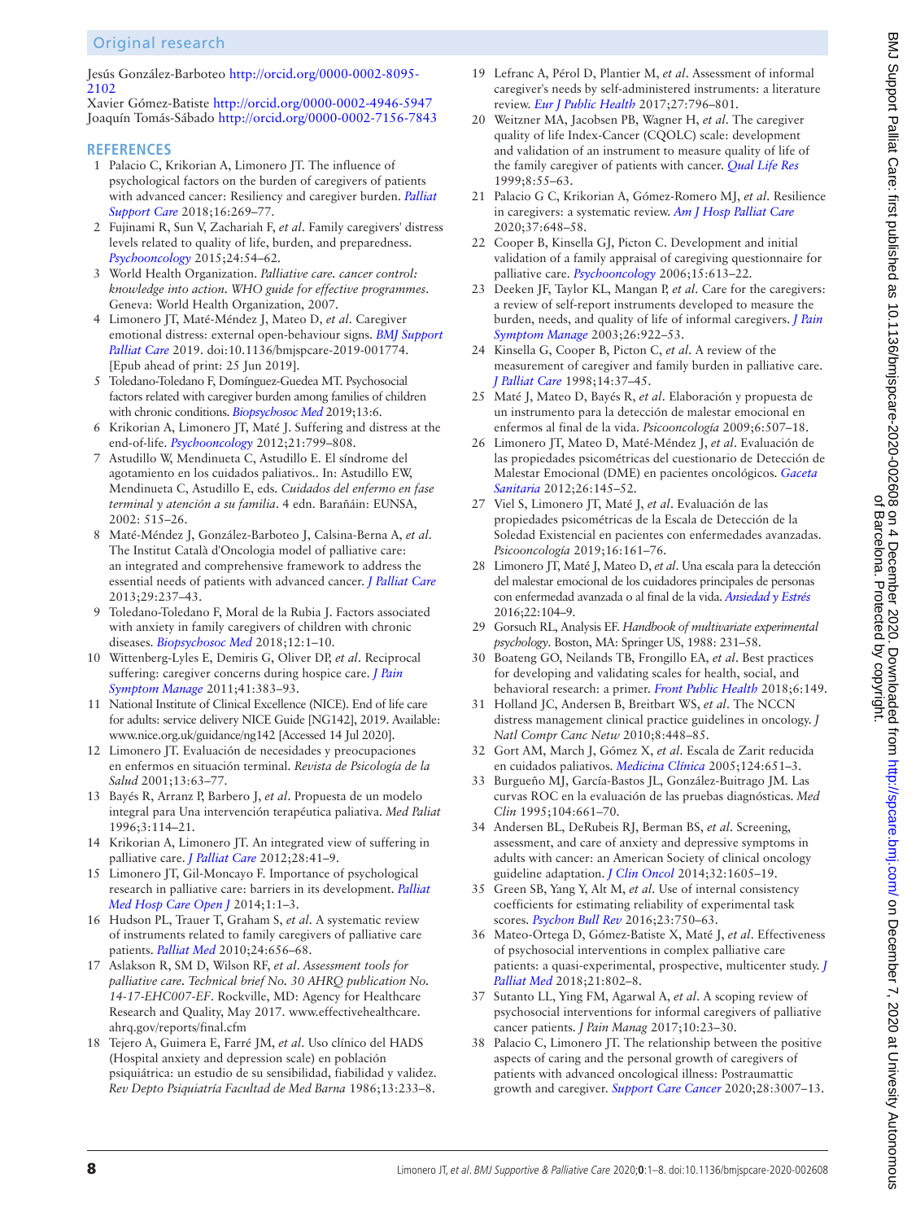Jesús González-Barboteo http://orcid.org/0000-0002-8095-2102
Xavier Gómez-Batiste http://orcid.org/0000-0002-4946-5947
Joaquín Tomás-Sábado http://orcid.org/0000-0002-7156-7843

## REFERENCES

1. Palacio C, Krikorian A, Limonero JT. The influence of psychological factors on the burden of caregivers of patients with advanced cancer: Resiliency and caregiver burden. *Palliat Support Care* 2018;16:269–77.
2. Fujinami R, Sun V, Zachariah F, *et al*. Family caregivers' distress levels related to quality of life, burden, and preparedness. *Psychooncology* 2015;24:54–62.
3. World Health Organization. *Palliative care. cancer control: knowledge into action. WHO guide for effective programmes*. Geneva: World Health Organization, 2007.
4. Limonero JT, Maté-Méndez J, Mateo D, *et al*. Caregiver emotional distress: external open-behaviour signs. *BMJ Support Palliat Care* 2019. doi:10.1136/bmjspcare-2019-001774. [Epub ahead of print: 25 Jun 2019].
5. Toledano-Toledano F, Domínguez-Guedea MT. Psychosocial factors related with caregiver burden among families of children with chronic conditions. *Biopsychosoc Med* 2019;13:6.
6. Krikorian A, Limonero JT, Maté J. Suffering and distress at the end-of-life. *Psychooncology* 2012;21:799–808.
7. Astudillo W, Mendinueta C, Astudillo E. El síndrome del agotamiento en los cuidados paliativos.. In: Astudillo EW, Mendinueta C, Astudillo E, eds. *Cuidados del enfermo en fase terminal y atención a su familia*. 4 edn. Barañáin: EUNSA, 2002: 515–26.
8. Maté-Méndez J, González-Barboteo J, Calsina-Berna A, *et al*. The Institut Català d'Oncologia model of palliative care: an integrated and comprehensive framework to address the essential needs of patients with advanced cancer. *J Palliat Care* 2013;29:237–43.
9. Toledano-Toledano F, Moral de la Rubia J. Factors associated with anxiety in family caregivers of children with chronic diseases. *Biopsychosoc Med* 2018;12:1–10.
10. Wittenberg-Lyles E, Demiris G, Oliver DP, *et al*. Reciprocal suffering: caregiver concerns during hospice care. *J Pain Symptom Manage* 2011;41:383–93.
11. National Institute of Clinical Excellence (NICE). End of life care for adults: service delivery NICE Guide [NG142], 2019. Available: www.nice.org.uk/guidance/ng142 [Accessed 14 Jul 2020].
12. Limonero JT. Evaluación de necesidades y preocupaciones en enfermos en situación terminal. *Revista de Psicología de la Salud* 2001;13:63–77.
13. Bayés R, Arranz P, Barbero J, *et al*. Propuesta de un modelo integral para Una intervención terapéutica paliativa. *Med Paliat* 1996;3:114–21.
14. Krikorian A, Limonero JT. An integrated view of suffering in palliative care. *J Palliat Care* 2012;28:41–9.
15. Limonero JT, Gil-Moncayo F. Importance of psychological research in palliative care: barriers in its development. *Palliat Med Hosp Care Open J* 2014;1:1–3.
16. Hudson PL, Trauer T, Graham S, *et al*. A systematic review of instruments related to family caregivers of palliative care patients. *Palliat Med* 2010;24:656–68.
17. Aslakson R, SM D, Wilson RF, *et al*. *Assessment tools for palliative care. Technical brief No. 30 AHRQ publication No. 14-17-EHC007-EF*. Rockville, MD: Agency for Healthcare Research and Quality, May 2017. www.effectivehealthcare.ahrq.gov/reports/final.cfm
18. Tejero A, Guimera E, Farré JM, *et al*. Uso clínico del HADS (Hospital anxiety and depression scale) en población psiquiátrica: un estudio de su sensibilidad, fiabilidad y validez. *Rev Depto Psiquiatría Facultad de Med Barna* 1986;13:233–8.
19. Lefranc A, Pérol D, Plantier M, *et al*. Assessment of informal caregiver's needs by self-administered instruments: a literature review. *Eur J Public Health* 2017;27:796–801.
20. Weitzner MA, Jacobsen PB, Wagner H, *et al*. The caregiver quality of life Index-Cancer (CQOLC) scale: development and validation of an instrument to measure quality of life of the family caregiver of patients with cancer. *Qual Life Res* 1999;8:55–63.
21. Palacio G C, Krikorian A, Gómez-Romero MJ, *et al*. Resilience in caregivers: a systematic review. *Am J Hosp Palliat Care* 2020;37:648–58.
22. Cooper B, Kinsella GJ, Picton C. Development and initial validation of a family appraisal of caregiving questionnaire for palliative care. *Psychooncology* 2006;15:613–22.
23. Deeken JF, Taylor KL, Mangan P, *et al*. Care for the caregivers: a review of self-report instruments developed to measure the burden, needs, and quality of life of informal caregivers. *J Pain Symptom Manage* 2003;26:922–53.
24. Kinsella G, Cooper B, Picton C, *et al*. A review of the measurement of caregiver and family burden in palliative care. *J Palliat Care* 1998;14:37–45.
25. Maté J, Mateo D, Bayés R, *et al*. Elaboración y propuesta de un instrumento para la detección de malestar emocional en enfermos al final de la vida. *Psicooncología* 2009;6:507–18.
26. Limonero JT, Mateo D, Maté-Méndez J, *et al*. Evaluación de las propiedades psicométricas del cuestionario de Detección de Malestar Emocional (DME) en pacientes oncológicos. *Gaceta Sanitaria* 2012;26:145–52.
27. Viel S, Limonero JT, Maté J, *et al*. Evaluación de las propiedades psicométricas de la Escala de Detección de la Soledad Existencial en pacientes con enfermedades avanzadas. *Psicooncología* 2019;16:161–76.
28. Limonero JT, Maté J, Mateo D, *et al*. Una escala para la detección del malestar emocional de los cuidadores principales de personas con enfermedad avanzada o al final de la vida. *Ansiedad y Estrés* 2016;22:104–9.
29. Gorsuch RL, Analysis EF. *Handbook of multivariate experimental psychology*. Boston, MA: Springer US, 1988: 231–58.
30. Boateng GO, Neilands TB, Frongillo EA, *et al*. Best practices for developing and validating scales for health, social, and behavioral research: a primer. *Front Public Health* 2018;6:149.
31. Holland JC, Andersen B, Breitbart WS, *et al*. The NCCN distress management clinical practice guidelines in oncology. *J Natl Compr Canc Netw* 2010;8:448–85.
32. Gort AM, March J, Gómez X, *et al*. Escala de Zarit reducida en cuidados paliativos. *Medicina Clínica* 2005;124:651–3.
33. Burgueño MJ, García-Bastos JL, González-Buitrago JM. Las curvas ROC en la evaluación de las pruebas diagnósticas. *Med Clin* 1995;104:661–70.
34. Andersen BL, DeRubeis RJ, Berman BS, *et al*. Screening, assessment, and care of anxiety and depressive symptoms in adults with cancer: an American Society of clinical oncology guideline adaptation. *J Clin Oncol* 2014;32:1605–19.
35. Green SB, Yang Y, Alt M, *et al*. Use of internal consistency coefficients for estimating reliability of experimental task scores. *Psychon Bull Rev* 2016;23:750–63.
36. Mateo-Ortega D, Gómez-Batiste X, Maté J, *et al*. Effectiveness of psychosocial interventions in complex palliative care patients: a quasi-experimental, prospective, multicenter study. *J Palliat Med* 2018;21:802–8.
37. Sutanto LL, Ying FM, Agarwal A, *et al*. A scoping review of psychosocial interventions for informal caregivers of palliative cancer patients. *J Pain Manag* 2017;10:23–30.
38. Palacio C, Limonero JT. The relationship between the positive aspects of caring and the personal growth of caregivers of patients with advanced oncological illness: Postraumattic growth and caregiver. *Support Care Cancer* 2020;28:3007–13.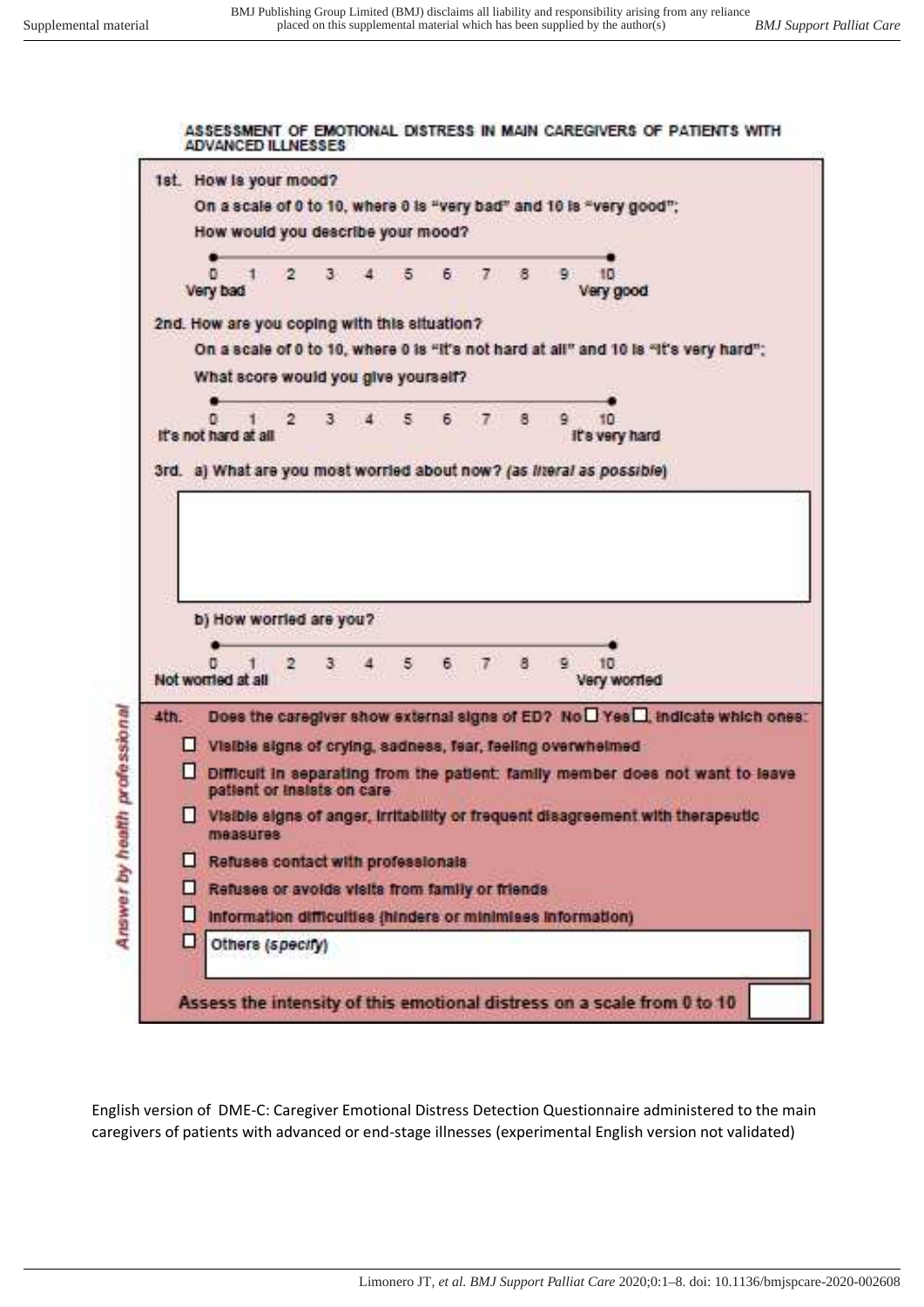**ASSESSMENT OF EMOTIONAL DISTRESS IN MAIN CAREGIVERS OF PATIENTS WITH ADVANCED ILLNESSES**

**1st. How is your mood?**

On a scale of 0 to 10, where 0 is "very bad" and 10 is "very good";

How would you describe your mood?

0 1 2 3 4 5 6 7 8 9 10

Very bad — Very good

**2nd. How are you coping with this situation?**

On a scale of 0 to 10, where 0 is "it's not hard at all" and 10 is "it's very hard";

What score would you give yourself?

0 1 2 3 4 5 6 7 8 9 10

It's not hard at all — It's very hard

**3rd. a) What are you most worried about now?** *(as literal as possible)*

b) How worried are you?

0 1 2 3 4 5 6 7 8 9 10

Not worried at all — Very worried

*Answer by health professional*

**4th.** Does the caregiver show external signs of ED? No ☐ Yes ☐, indicate which ones:

- ☐ Visible signs of crying, sadness, fear, feeling overwhelmed
- ☐ Difficult in separating from the patient: family member does not want to leave patient or insists on care
- ☐ Visible signs of anger, irritability or frequent disagreement with therapeutic measures
- ☐ Refuses contact with professionals
- ☐ Refuses or avoids visits from family or friends
- ☐ Information difficulties (hinders or minimises information)
- ☐ Others (*specify*)

Assess the intensity of this emotional distress on a scale from 0 to 10

English version of DME-C: Caregiver Emotional Distress Detection Questionnaire administered to the main caregivers of patients with advanced or end-stage illnesses (experimental English version not validated)